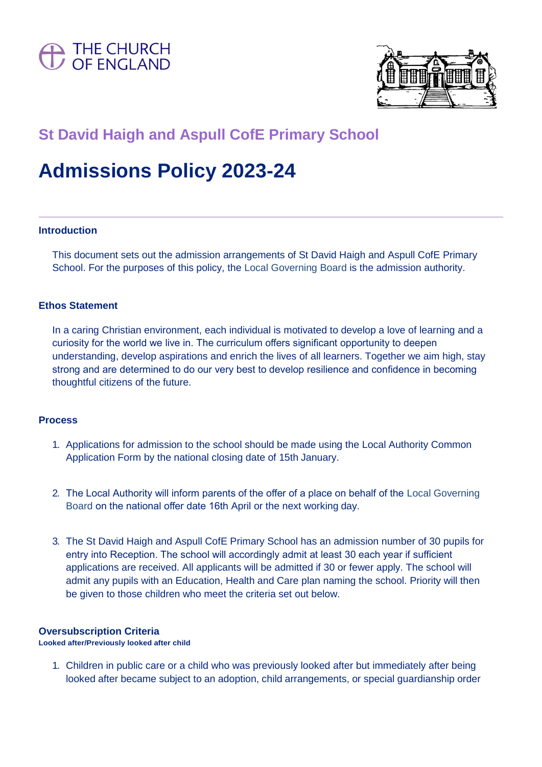THE CHURCH OF ENGLAND

## St David Haigh and Aspull CofE Primary School

# Admissions Policy 2023-24

### Introduction

This document sets out the admission arrangements of St David Haigh and Aspull CofE Primary School. For the purposes of this policy, the Local Governing Board is the admission authority.

### Ethos Statement

In a caring Christian environment, each individual is motivated to develop a love of learning and a curiosity for the world we live in. The curriculum offers significant opportunity to deepen understanding, develop aspirations and enrich the lives of all learners. Together we aim high, stay strong and are determined to do our very best to develop resilience and confidence in becoming thoughtful citizens of the future.

### Process

1. Applications for admission to the school should be made using the Local Authority Common Application Form by the national closing date of 15th January.

2. The Local Authority will inform parents of the offer of a place on behalf of the Local Governing Board on the national offer date 16th April or the next working day.

3. The St David Haigh and Aspull CofE Primary School has an admission number of 30 pupils for entry into Reception. The school will accordingly admit at least 30 each year if sufficient applications are received. All applicants will be admitted if 30 or fewer apply. The school will admit any pupils with an Education, Health and Care plan naming the school. Priority will then be given to those children who meet the criteria set out below.

### Oversubscription Criteria

**Looked after/Previously looked after child**

1. Children in public care or a child who was previously looked after but immediately after being looked after became subject to an adoption, child arrangements, or special guardianship order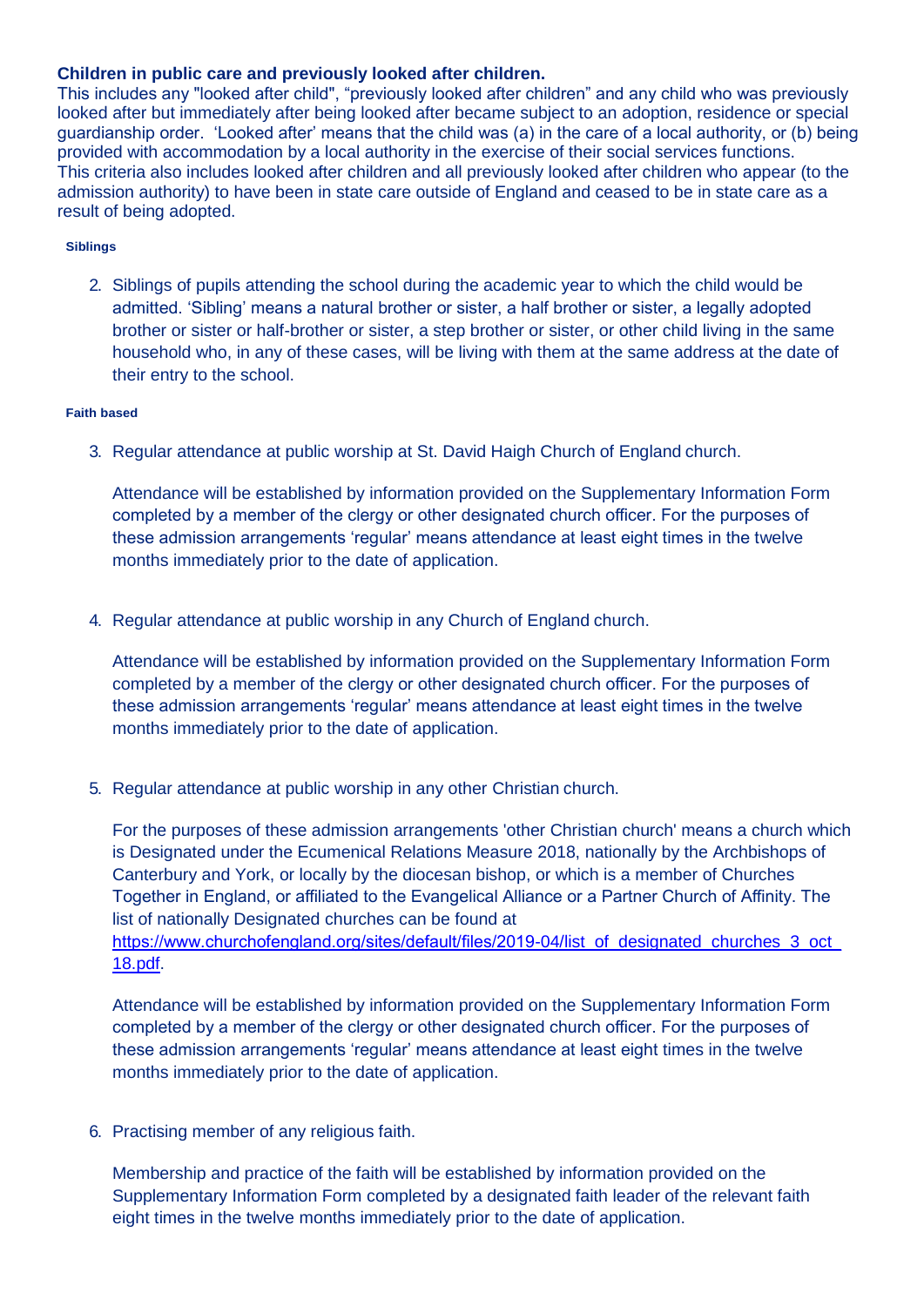**Children in public care and previously looked after children.**
This includes any "looked after child", "previously looked after children" and any child who was previously looked after but immediately after being looked after became subject to an adoption, residence or special guardianship order. 'Looked after' means that the child was (a) in the care of a local authority, or (b) being provided with accommodation by a local authority in the exercise of their social services functions.
This criteria also includes looked after children and all previously looked after children who appear (to the admission authority) to have been in state care outside of England and ceased to be in state care as a result of being adopted.

**Siblings**

2. Siblings of pupils attending the school during the academic year to which the child would be admitted. 'Sibling' means a natural brother or sister, a half brother or sister, a legally adopted brother or sister or half-brother or sister, a step brother or sister, or other child living in the same household who, in any of these cases, will be living with them at the same address at the date of their entry to the school.

**Faith based**

3. Regular attendance at public worship at St. David Haigh Church of England church.

   Attendance will be established by information provided on the Supplementary Information Form completed by a member of the clergy or other designated church officer. For the purposes of these admission arrangements 'regular' means attendance at least eight times in the twelve months immediately prior to the date of application.

4. Regular attendance at public worship in any Church of England church.

   Attendance will be established by information provided on the Supplementary Information Form completed by a member of the clergy or other designated church officer. For the purposes of these admission arrangements 'regular' means attendance at least eight times in the twelve months immediately prior to the date of application.

5. Regular attendance at public worship in any other Christian church.

   For the purposes of these admission arrangements 'other Christian church' means a church which is Designated under the Ecumenical Relations Measure 2018, nationally by the Archbishops of Canterbury and York, or locally by the diocesan bishop, or which is a member of Churches Together in England, or affiliated to the Evangelical Alliance or a Partner Church of Affinity. The list of nationally Designated churches can be found at https://www.churchofengland.org/sites/default/files/2019-04/list_of_designated_churches_3_oct_18.pdf.

   Attendance will be established by information provided on the Supplementary Information Form completed by a member of the clergy or other designated church officer. For the purposes of these admission arrangements 'regular' means attendance at least eight times in the twelve months immediately prior to the date of application.

6. Practising member of any religious faith.

   Membership and practice of the faith will be established by information provided on the Supplementary Information Form completed by a designated faith leader of the relevant faith eight times in the twelve months immediately prior to the date of application.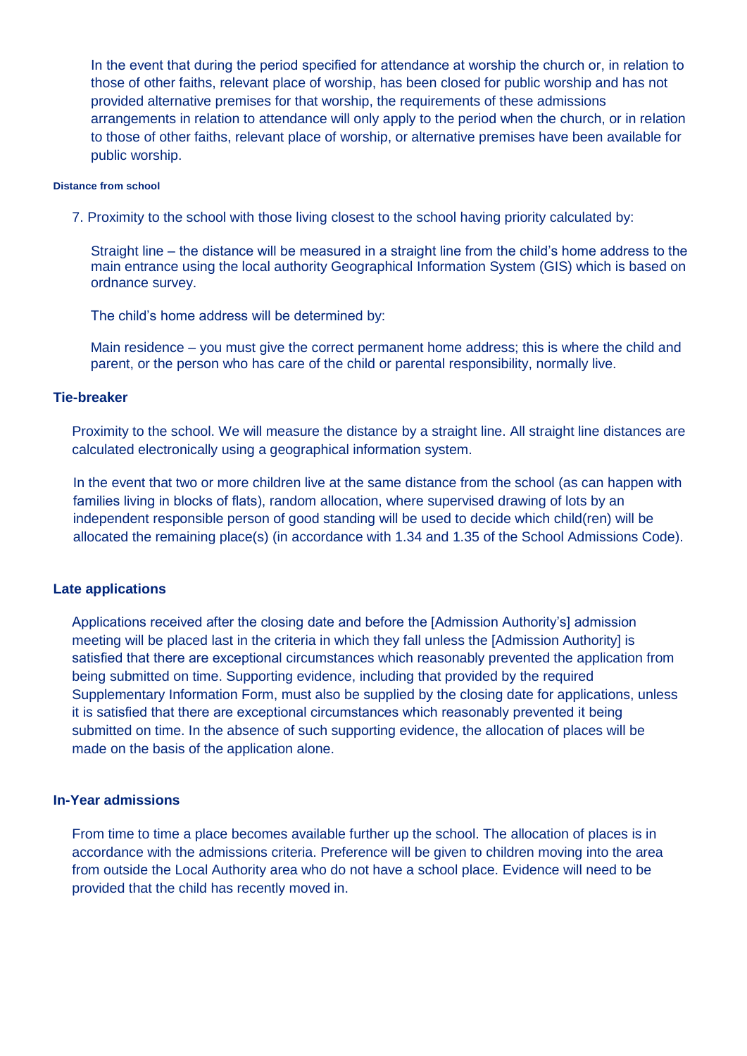In the event that during the period specified for attendance at worship the church or, in relation to those of other faiths, relevant place of worship, has been closed for public worship and has not provided alternative premises for that worship, the requirements of these admissions arrangements in relation to attendance will only apply to the period when the church, or in relation to those of other faiths, relevant place of worship, or alternative premises have been available for public worship.

#### Distance from school

7. Proximity to the school with those living closest to the school having priority calculated by:

Straight line – the distance will be measured in a straight line from the child's home address to the main entrance using the local authority Geographical Information System (GIS) which is based on ordnance survey.

The child's home address will be determined by:

Main residence – you must give the correct permanent home address; this is where the child and parent, or the person who has care of the child or parental responsibility, normally live.

### Tie-breaker

Proximity to the school. We will measure the distance by a straight line. All straight line distances are calculated electronically using a geographical information system.

In the event that two or more children live at the same distance from the school (as can happen with families living in blocks of flats), random allocation, where supervised drawing of lots by an independent responsible person of good standing will be used to decide which child(ren) will be allocated the remaining place(s) (in accordance with 1.34 and 1.35 of the School Admissions Code).

### Late applications

Applications received after the closing date and before the [Admission Authority's] admission meeting will be placed last in the criteria in which they fall unless the [Admission Authority] is satisfied that there are exceptional circumstances which reasonably prevented the application from being submitted on time. Supporting evidence, including that provided by the required Supplementary Information Form, must also be supplied by the closing date for applications, unless it is satisfied that there are exceptional circumstances which reasonably prevented it being submitted on time. In the absence of such supporting evidence, the allocation of places will be made on the basis of the application alone.

### In-Year admissions

From time to time a place becomes available further up the school. The allocation of places is in accordance with the admissions criteria. Preference will be given to children moving into the area from outside the Local Authority area who do not have a school place. Evidence will need to be provided that the child has recently moved in.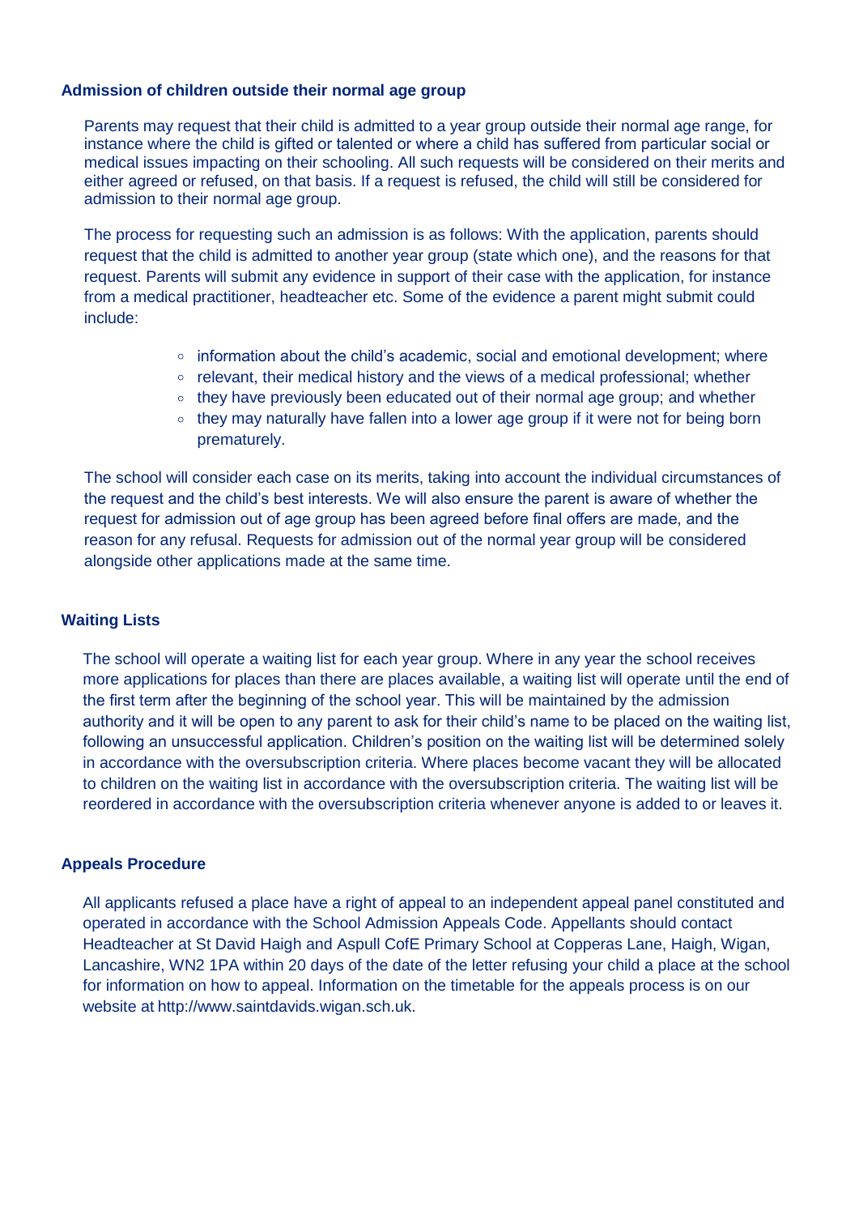## Admission of children outside their normal age group

Parents may request that their child is admitted to a year group outside their normal age range, for instance where the child is gifted or talented or where a child has suffered from particular social or medical issues impacting on their schooling. All such requests will be considered on their merits and either agreed or refused, on that basis. If a request is refused, the child will still be considered for admission to their normal age group.

The process for requesting such an admission is as follows: With the application, parents should request that the child is admitted to another year group (state which one), and the reasons for that request. Parents will submit any evidence in support of their case with the application, for instance from a medical practitioner, headteacher etc. Some of the evidence a parent might submit could include:

- information about the child's academic, social and emotional development; where
- relevant, their medical history and the views of a medical professional; whether
- they have previously been educated out of their normal age group; and whether
- they may naturally have fallen into a lower age group if it were not for being born prematurely.

The school will consider each case on its merits, taking into account the individual circumstances of the request and the child's best interests. We will also ensure the parent is aware of whether the request for admission out of age group has been agreed before final offers are made, and the reason for any refusal. Requests for admission out of the normal year group will be considered alongside other applications made at the same time.

## Waiting Lists

The school will operate a waiting list for each year group. Where in any year the school receives more applications for places than there are places available, a waiting list will operate until the end of the first term after the beginning of the school year. This will be maintained by the admission authority and it will be open to any parent to ask for their child's name to be placed on the waiting list, following an unsuccessful application. Children's position on the waiting list will be determined solely in accordance with the oversubscription criteria. Where places become vacant they will be allocated to children on the waiting list in accordance with the oversubscription criteria. The waiting list will be reordered in accordance with the oversubscription criteria whenever anyone is added to or leaves it.

## Appeals Procedure

All applicants refused a place have a right of appeal to an independent appeal panel constituted and operated in accordance with the School Admission Appeals Code. Appellants should contact Headteacher at St David Haigh and Aspull CofE Primary School at Copperas Lane, Haigh, Wigan, Lancashire, WN2 1PA within 20 days of the date of the letter refusing your child a place at the school for information on how to appeal. Information on the timetable for the appeals process is on our website at http://www.saintdavids.wigan.sch.uk.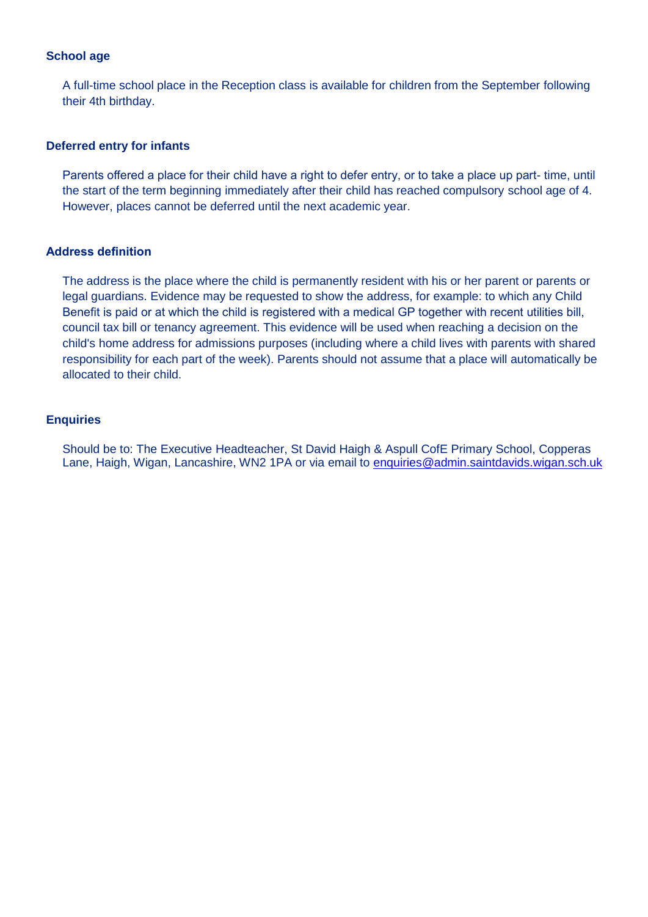### School age

A full-time school place in the Reception class is available for children from the September following their 4th birthday.

### Deferred entry for infants

Parents offered a place for their child have a right to defer entry, or to take a place up part- time, until the start of the term beginning immediately after their child has reached compulsory school age of 4. However, places cannot be deferred until the next academic year.

### Address definition

The address is the place where the child is permanently resident with his or her parent or parents or legal guardians. Evidence may be requested to show the address, for example: to which any Child Benefit is paid or at which the child is registered with a medical GP together with recent utilities bill, council tax bill or tenancy agreement. This evidence will be used when reaching a decision on the child's home address for admissions purposes (including where a child lives with parents with shared responsibility for each part of the week). Parents should not assume that a place will automatically be allocated to their child.

### Enquiries

Should be to: The Executive Headteacher, St David Haigh & Aspull CofE Primary School, Copperas Lane, Haigh, Wigan, Lancashire, WN2 1PA or via email to enquiries@admin.saintdavids.wigan.sch.uk